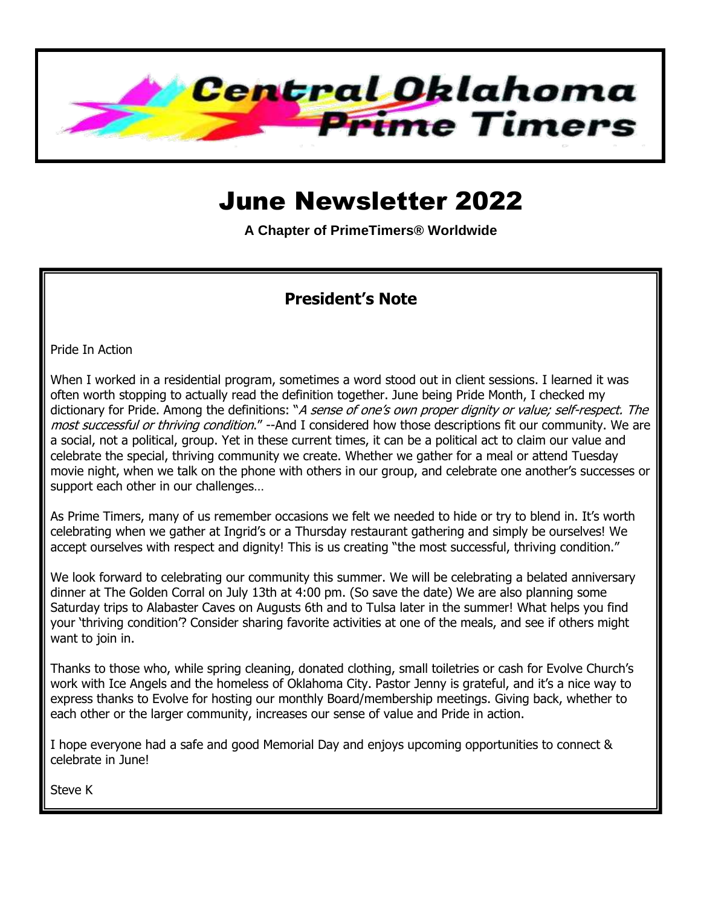# Central Oklahoma Prime Timers

# June Newsletter 2022

**A Chapter of PrimeTimers® Worldwide**

## President's Note

Pride In Action

When I worked in a residential program, sometimes a word stood out in client sessions. I learned it was often worth stopping to actually read the definition together. June being Pride Month, I checked my dictionary for Pride. Among the definitions: "*A sense of one's own proper dignity or value; self-respect. The most successful or thriving condition*." --And I considered how those descriptions fit our community. We are a social, not a political, group. Yet in these current times, it can be a political act to claim our value and celebrate the special, thriving community we create. Whether we gather for a meal or attend Tuesday movie night, when we talk on the phone with others in our group, and celebrate one another's successes or support each other in our challenges…

As Prime Timers, many of us remember occasions we felt we needed to hide or try to blend in. It's worth celebrating when we gather at Ingrid's or a Thursday restaurant gathering and simply be ourselves! We accept ourselves with respect and dignity! This is us creating "the most successful, thriving condition."

We look forward to celebrating our community this summer. We will be celebrating a belated anniversary dinner at The Golden Corral on July 13th at 4:00 pm. (So save the date) We are also planning some Saturday trips to Alabaster Caves on Augusts 6th and to Tulsa later in the summer! What helps you find your 'thriving condition'? Consider sharing favorite activities at one of the meals, and see if others might want to join in.

Thanks to those who, while spring cleaning, donated clothing, small toiletries or cash for Evolve Church's work with Ice Angels and the homeless of Oklahoma City. Pastor Jenny is grateful, and it's a nice way to express thanks to Evolve for hosting our monthly Board/membership meetings. Giving back, whether to each other or the larger community, increases our sense of value and Pride in action.

I hope everyone had a safe and good Memorial Day and enjoys upcoming opportunities to connect & celebrate in June!

Steve K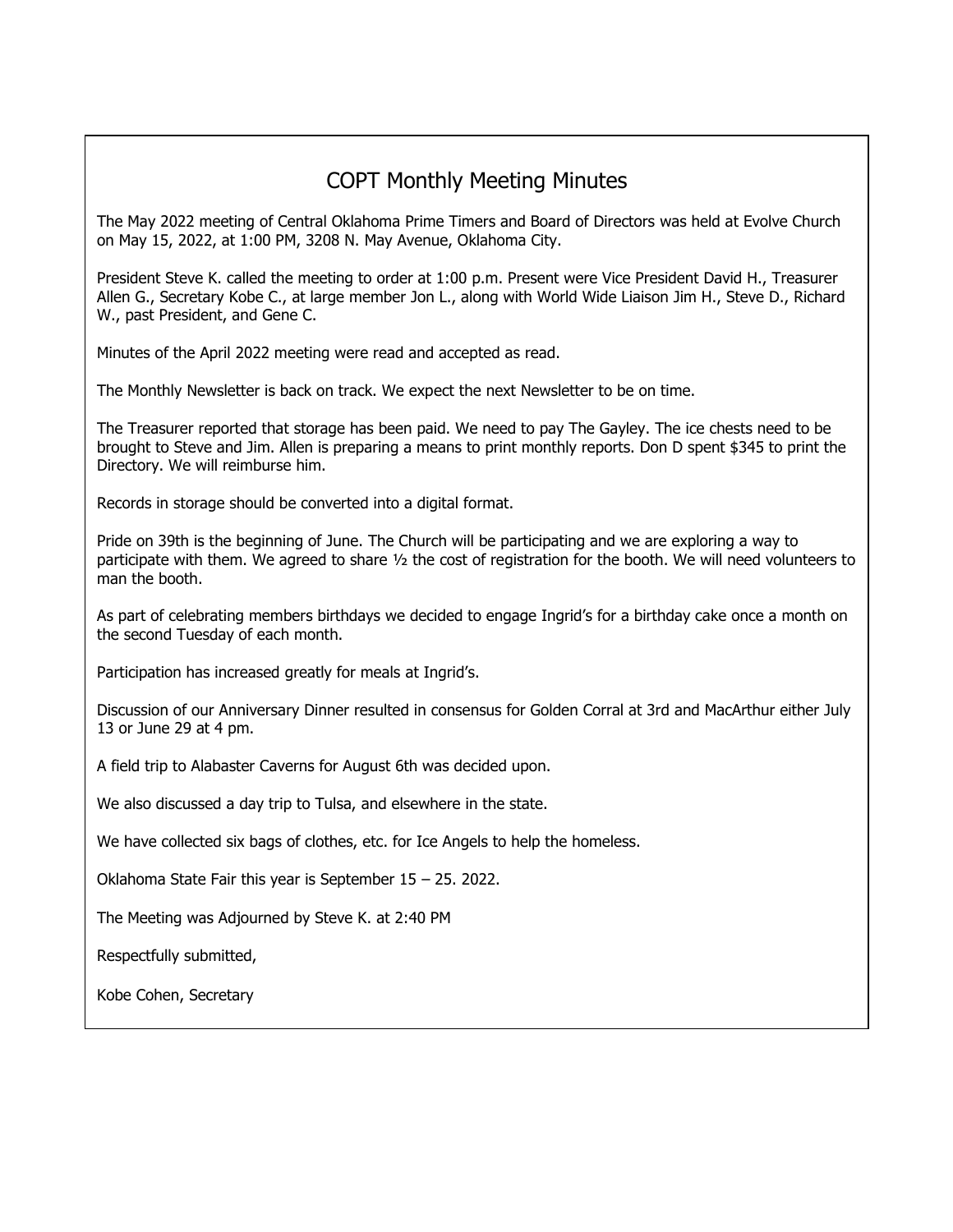# COPT Monthly Meeting Minutes

The May 2022 meeting of Central Oklahoma Prime Timers and Board of Directors was held at Evolve Church on May 15, 2022, at 1:00 PM, 3208 N. May Avenue, Oklahoma City.

President Steve K. called the meeting to order at 1:00 p.m. Present were Vice President David H., Treasurer Allen G., Secretary Kobe C., at large member Jon L., along with World Wide Liaison Jim H., Steve D., Richard W., past President, and Gene C.

Minutes of the April 2022 meeting were read and accepted as read.

The Monthly Newsletter is back on track. We expect the next Newsletter to be on time.

The Treasurer reported that storage has been paid. We need to pay The Gayley. The ice chests need to be brought to Steve and Jim. Allen is preparing a means to print monthly reports. Don D spent $345 to print the Directory. We will reimburse him.

Records in storage should be converted into a digital format.

Pride on 39th is the beginning of June. The Church will be participating and we are exploring a way to participate with them. We agreed to share ½ the cost of registration for the booth. We will need volunteers to man the booth.

As part of celebrating members birthdays we decided to engage Ingrid's for a birthday cake once a month on the second Tuesday of each month.

Participation has increased greatly for meals at Ingrid's.

Discussion of our Anniversary Dinner resulted in consensus for Golden Corral at 3rd and MacArthur either July 13 or June 29 at 4 pm.

A field trip to Alabaster Caverns for August 6th was decided upon.

We also discussed a day trip to Tulsa, and elsewhere in the state.

We have collected six bags of clothes, etc. for Ice Angels to help the homeless.

Oklahoma State Fair this year is September 15 – 25. 2022.

The Meeting was Adjourned by Steve K. at 2:40 PM

Respectfully submitted,

Kobe Cohen, Secretary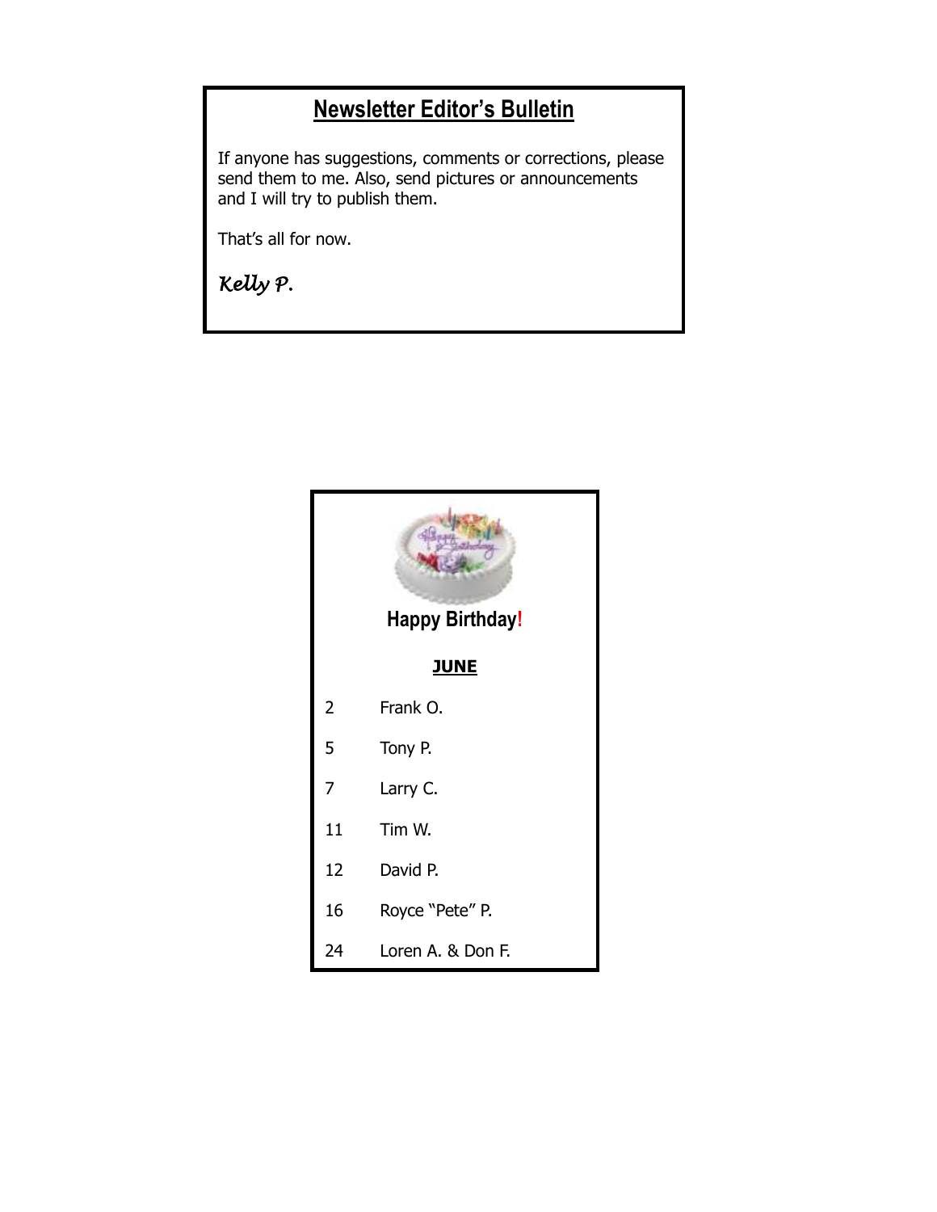## Newsletter Editor's Bulletin

If anyone has suggestions, comments or corrections, please send them to me. Also, send pictures or announcements and I will try to publish them.

That's all for now.

*Kelly P.*

## Happy Birthday!

**JUNE**

| | |
|---|---|
| 2 | Frank O. |
| 5 | Tony P. |
| 7 | Larry C. |
| 11 | Tim W. |
| 12 | David P. |
| 16 | Royce "Pete" P. |
| 24 | Loren A. & Don F. |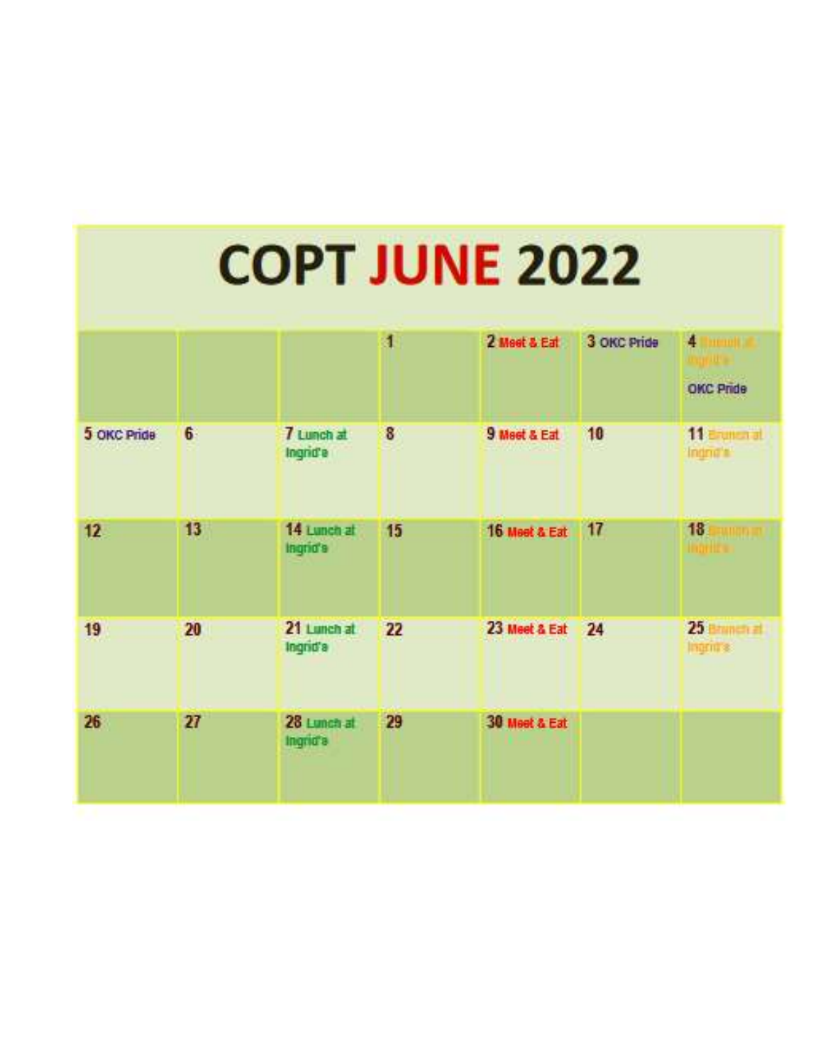# COPT JUNE 2022

| | | | | | | |
|---|---|---|---|---|---|---|
| | | | 1 | 2 Meet & Eat | 3 OKC Pride | 4 Brunch at Ingrid's<br>OKC Pride |
| 5 OKC Pride | 6 | 7 Lunch at Ingrid's | 8 | 9 Meet & Eat | 10 | 11 Brunch at Ingrid's |
| 12 | 13 | 14 Lunch at Ingrid's | 15 | 16 Meet & Eat | 17 | 18 Brunch at Ingrid's |
| 19 | 20 | 21 Lunch at Ingrid's | 22 | 23 Meet & Eat | 24 | 25 Brunch at Ingrid's |
| 26 | 27 | 28 Lunch at Ingrid's | 29 | 30 Meet & Eat | | |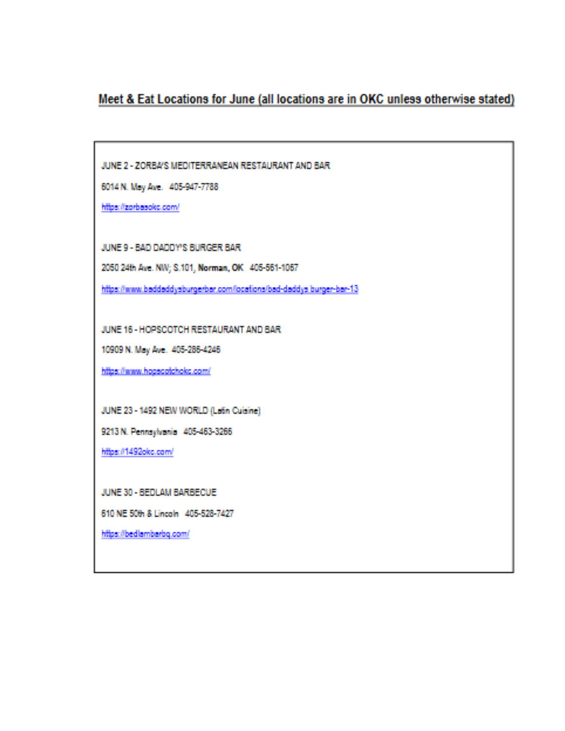## Meet & Eat Locations for June (all locations are in OKC unless otherwise stated)

JUNE 2 - ZORBA'S MEDITERRANEAN RESTAURANT AND BAR

6014 N. May Ave.   405-947-7788

https://zorbasokc.com/

JUNE 9 - BAD DADDY'S BURGER BAR

2050 24th Ave. NW; S.101, **Norman, OK**   405-561-1067

https://www.baddaddysburgerbar.com/locations/bad-daddys-burger-bar-13

JUNE 16 - HOPSCOTCH RESTAURANT AND BAR

10909 N. May Ave.   405-286-4246

https://www.hopscotchokc.com/

JUNE 23 - 1492 NEW WORLD (Latin Cuisine)

9213 N. Pennsylvania   405-463-3266

https://1492okc.com/

JUNE 30 - BEDLAM BARBECUE

610 NE 50th & Lincoln   405-528-7427

https://bedlambarbq.com/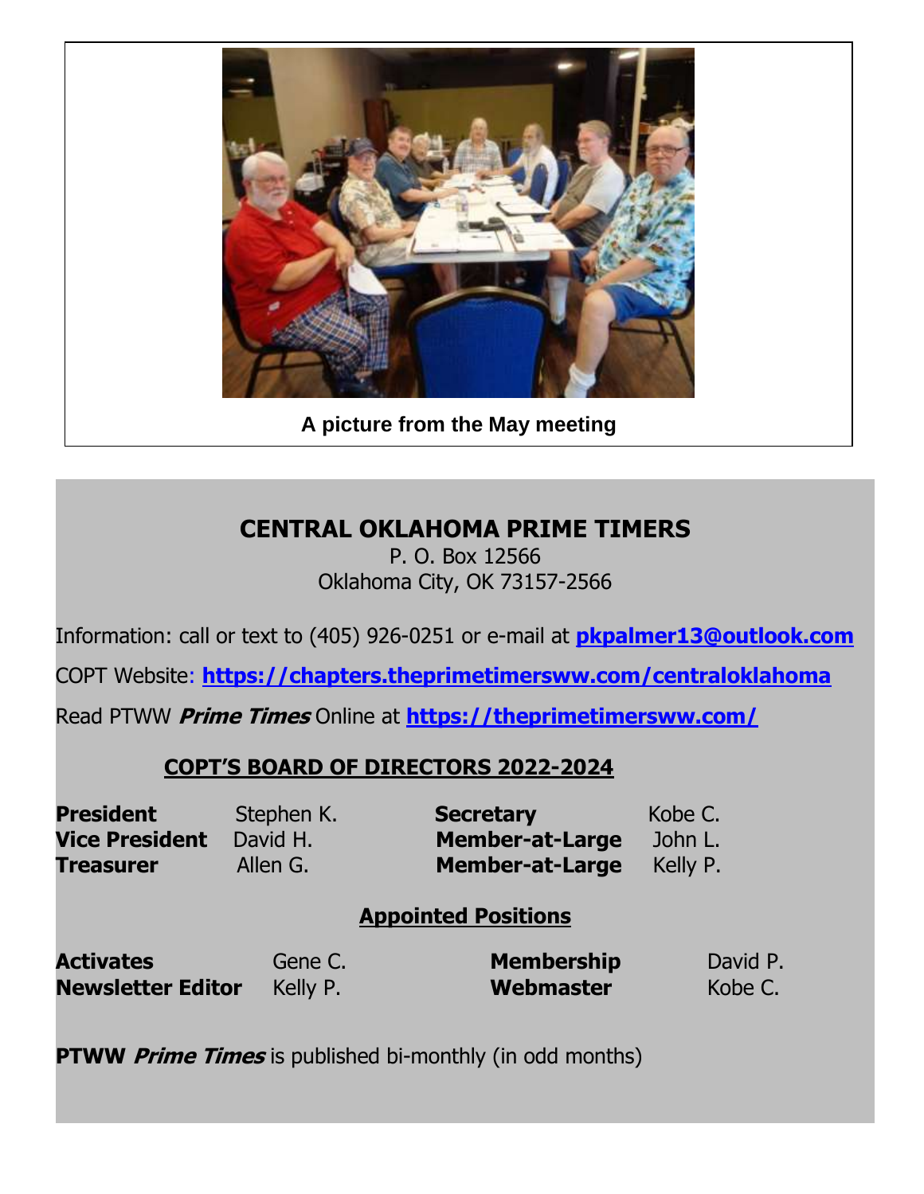A picture from the May meeting

## CENTRAL OKLAHOMA PRIME TIMERS

P. O. Box 12566
Oklahoma City, OK 73157-2566

Information: call or text to (405) 926-0251 or e-mail at **pkpalmer13@outlook.com**

COPT Website: **https://chapters.theprimetimersww.com/centraloklahoma**

Read PTWW ***Prime Times*** Online at **https://theprimetimersww.com/**

### COPT'S BOARD OF DIRECTORS 2022-2024

| | | | |
|---|---|---|---|
| **President** | Stephen K. | **Secretary** | Kobe C. |
| **Vice President** | David H. | **Member-at-Large** | John L. |
| **Treasurer** | Allen G. | **Member-at-Large** | Kelly P. |

### Appointed Positions

| | | | |
|---|---|---|---|
| **Activates** | Gene C. | **Membership** | David P. |
| **Newsletter Editor** | Kelly P. | **Webmaster** | Kobe C. |

**PTWW *Prime Times*** is published bi-monthly (in odd months)